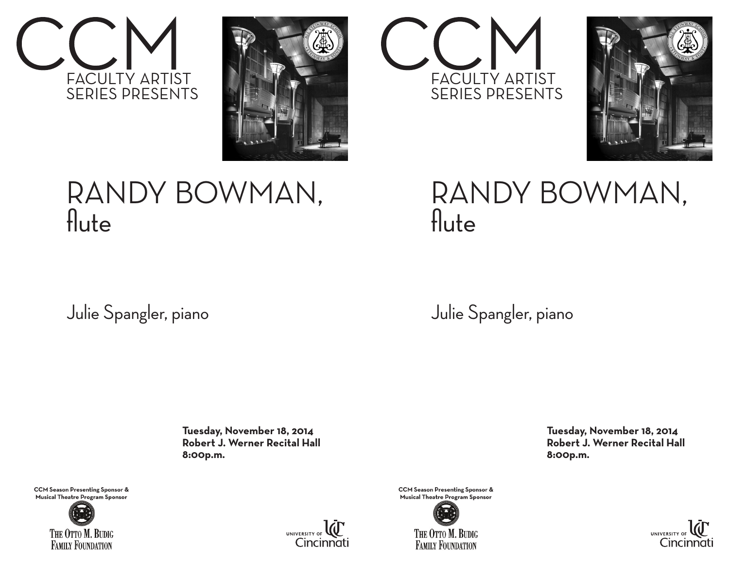# CCM

FACULTY ARTIST SERIES PRESENTS

# RANDY BOWMAN, flute

Julie Spangler, piano

**Tuesday, November 18, 2014**
**Robert J. Werner Recital Hall**
**8:00p.m.**

**CCM Season Presenting Sponsor & Musical Theatre Program Sponsor**

THE OTTO M. BUDIG FAMILY FOUNDATION

UNIVERSITY OF Cincinnati

# CCM

FACULTY ARTIST SERIES PRESENTS

# RANDY BOWMAN, flute

Julie Spangler, piano

**Tuesday, November 18, 2014**
**Robert J. Werner Recital Hall**
**8:00p.m.**

**CCM Season Presenting Sponsor & Musical Theatre Program Sponsor**

THE OTTO M. BUDIG FAMILY FOUNDATION

UNIVERSITY OF Cincinnati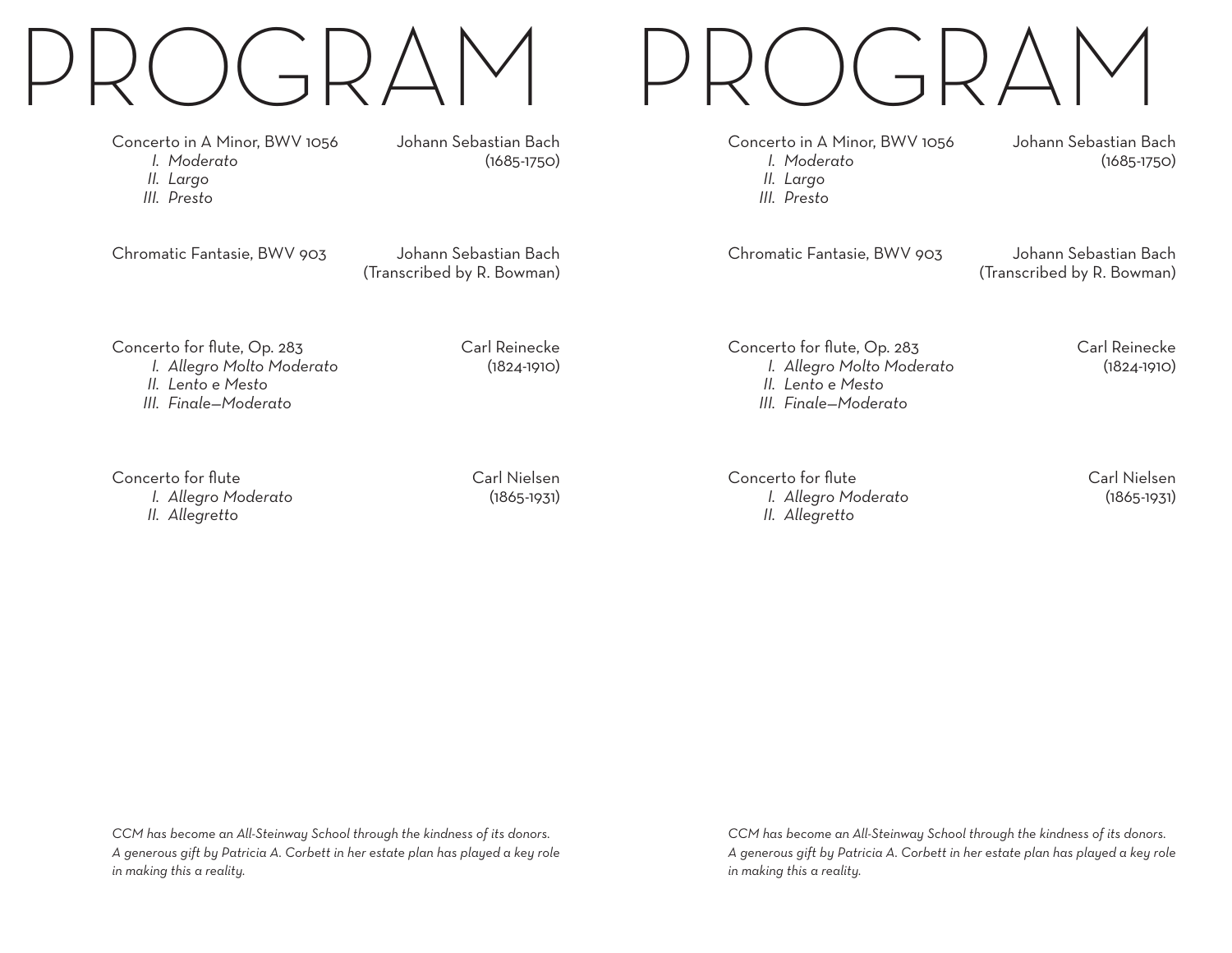# PROGRAM

Concerto in A Minor, BWV 1056 — Johann Sebastian Bach (1685-1750)

I. *Moderato*
II. *Largo*
III. *Presto*

Chromatic Fantasie, BWV 903 — Johann Sebastian Bach (Transcribed by R. Bowman)

Concerto for flute, Op. 283 — Carl Reinecke (1824-1910)

I. *Allegro Molto Moderato*
II. *Lento e Mesto*
III. *Finale—Moderato*

Concerto for flute — Carl Nielsen (1865-1931)

I. *Allegro Moderato*
II. *Allegretto*

*CCM has become an All-Steinway School through the kindness of its donors. A generous gift by Patricia A. Corbett in her estate plan has played a key role in making this a reality.*

# PROGRAM

Concerto in A Minor, BWV 1056 — Johann Sebastian Bach (1685-1750)

I. *Moderato*
II. *Largo*
III. *Presto*

Chromatic Fantasie, BWV 903 — Johann Sebastian Bach (Transcribed by R. Bowman)

Concerto for flute, Op. 283 — Carl Reinecke (1824-1910)

I. *Allegro Molto Moderato*
II. *Lento e Mesto*
III. *Finale—Moderato*

Concerto for flute — Carl Nielsen (1865-1931)

I. *Allegro Moderato*
II. *Allegretto*

*CCM has become an All-Steinway School through the kindness of its donors. A generous gift by Patricia A. Corbett in her estate plan has played a key role in making this a reality.*